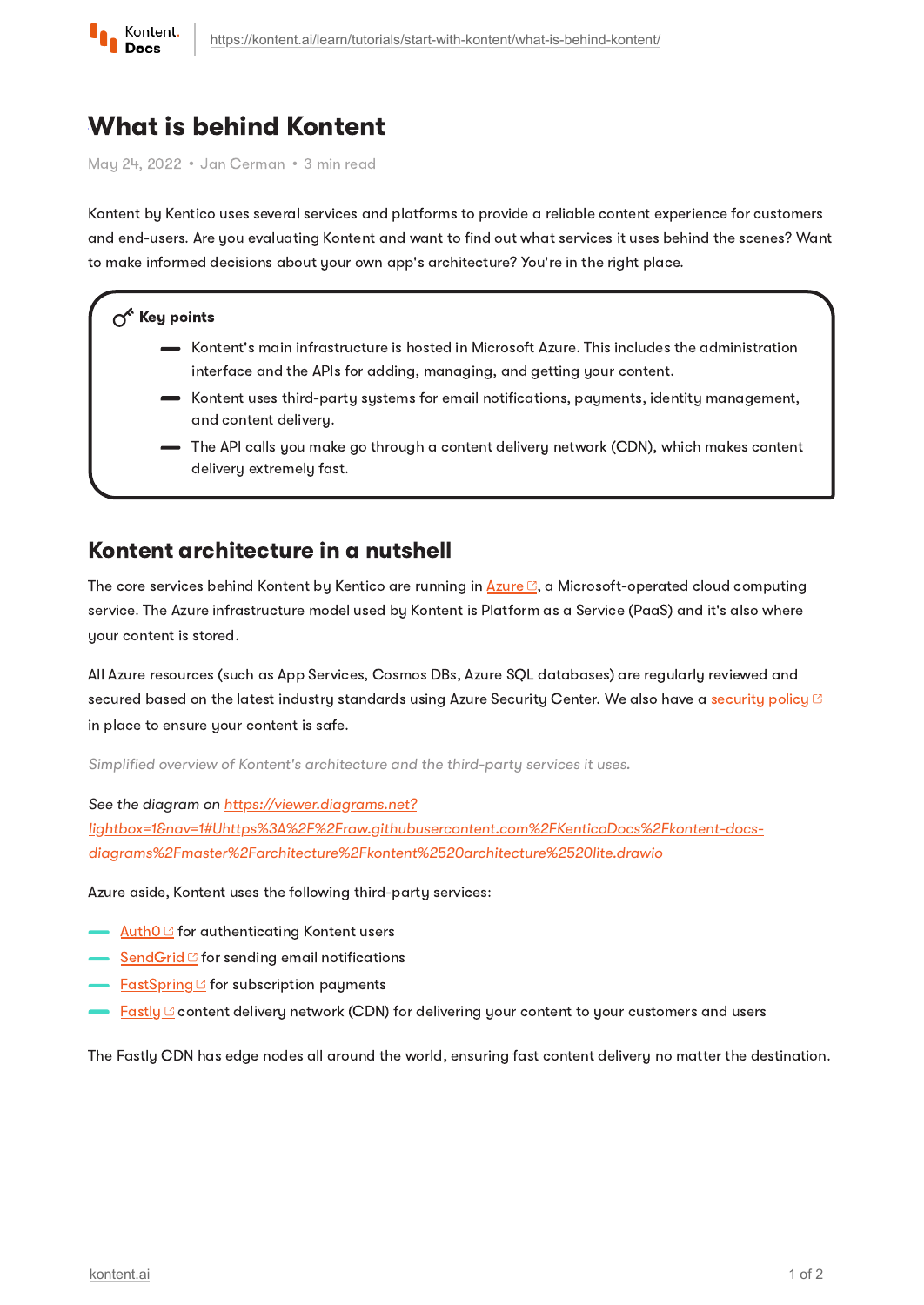# What is behind Kontent

May 24, 2022 • Jan Cerman • 3 min read

Kontent by Kentico uses several services and platforms to provide a reliable content experience for customers and end-users. Are you evaluating Kontent and want to find out what services it uses behind the scenes? Want to make informed decisions about your own app's architecture? You're in the right place.

**Key points**

- Kontent's main infrastructure is hosted in Microsoft Azure. This includes the administration interface and the APIs for adding, managing, and getting your content.
- Kontent uses third-party systems for email notifications, payments, identity management, and content delivery.
- The API calls you make go through a content delivery network (CDN), which makes content delivery extremely fast.

## Kontent architecture in a nutshell

The core services behind Kontent by Kentico are running in Azure, a Microsoft-operated cloud computing service. The Azure infrastructure model used by Kontent is Platform as a Service (PaaS) and it's also where your content is stored.

All Azure resources (such as App Services, Cosmos DBs, Azure SQL databases) are regularly reviewed and secured based on the latest industry standards using Azure Security Center. We also have a security policy in place to ensure your content is safe.

*Simplified overview of Kontent's architecture and the third-party services it uses.*

*See the diagram on https://viewer.diagrams.net?lightbox=1&nav=1#Uhttps%3A%2F%2Fraw.githubusercontent.com%2FKenticoDocs%2Fkontent-docs-diagrams%2Fmaster%2Farchitecture%2Fkontent%2520architecture%2520lite.drawio*

Azure aside, Kontent uses the following third-party services:

- Auth0 for authenticating Kontent users
- SendGrid for sending email notifications
- FastSpring for subscription payments
- Fastly content delivery network (CDN) for delivering your content to your customers and users

The Fastly CDN has edge nodes all around the world, ensuring fast content delivery no matter the destination.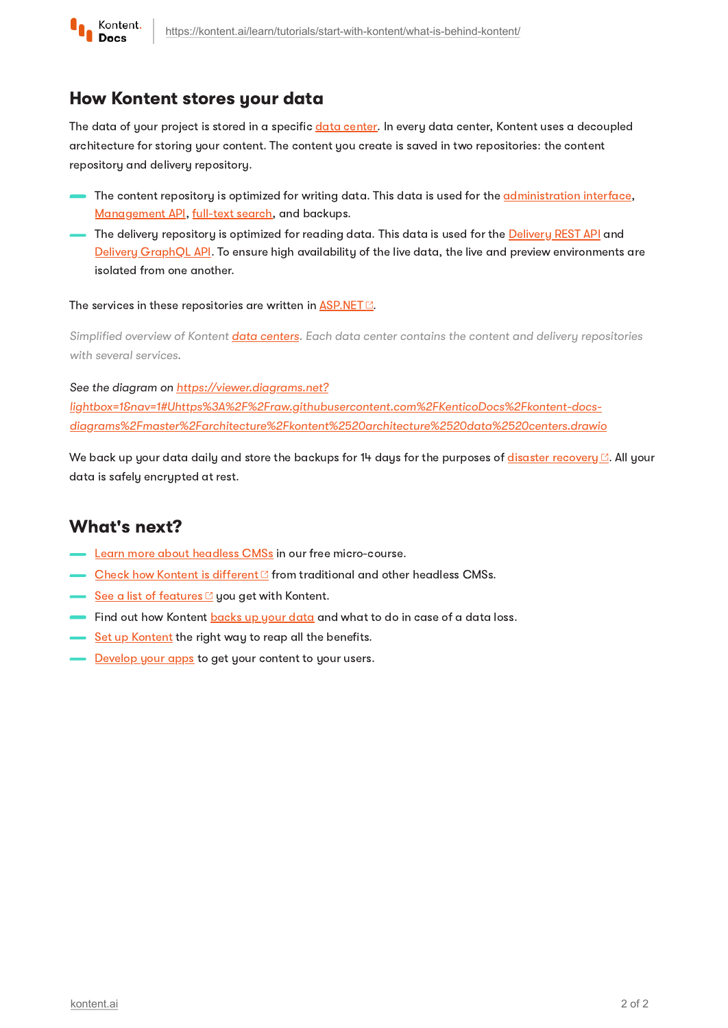## How Kontent stores your data

The data of your project is stored in a specific data center. In every data center, Kontent uses a decoupled architecture for storing your content. The content you create is saved in two repositories: the content repository and delivery repository.

- The content repository is optimized for writing data. This data is used for the administration interface, Management API, full-text search, and backups.
- The delivery repository is optimized for reading data. This data is used for the Delivery REST API and Delivery GraphQL API. To ensure high availability of the live data, the live and preview environments are isolated from one another.

The services in these repositories are written in ASP.NET.

*Simplified overview of Kontent data centers. Each data center contains the content and delivery repositories with several services.*

*See the diagram on https://viewer.diagrams.net?lightbox=1&nav=1#Uhttps%3A%2F%2Fraw.githubusercontent.com%2FKenticoDocs%2Fkontent-docs-diagrams%2Fmaster%2Farchitecture%2Fkontent%2520architecture%2520data%2520centers.drawio*

We back up your data daily and store the backups for 14 days for the purposes of disaster recovery. All your data is safely encrypted at rest.

## What's next?

- Learn more about headless CMSs in our free micro-course.
- Check how Kontent is different from traditional and other headless CMSs.
- See a list of features you get with Kontent.
- Find out how Kontent backs up your data and what to do in case of a data loss.
- Set up Kontent the right way to reap all the benefits.
- Develop your apps to get your content to your users.